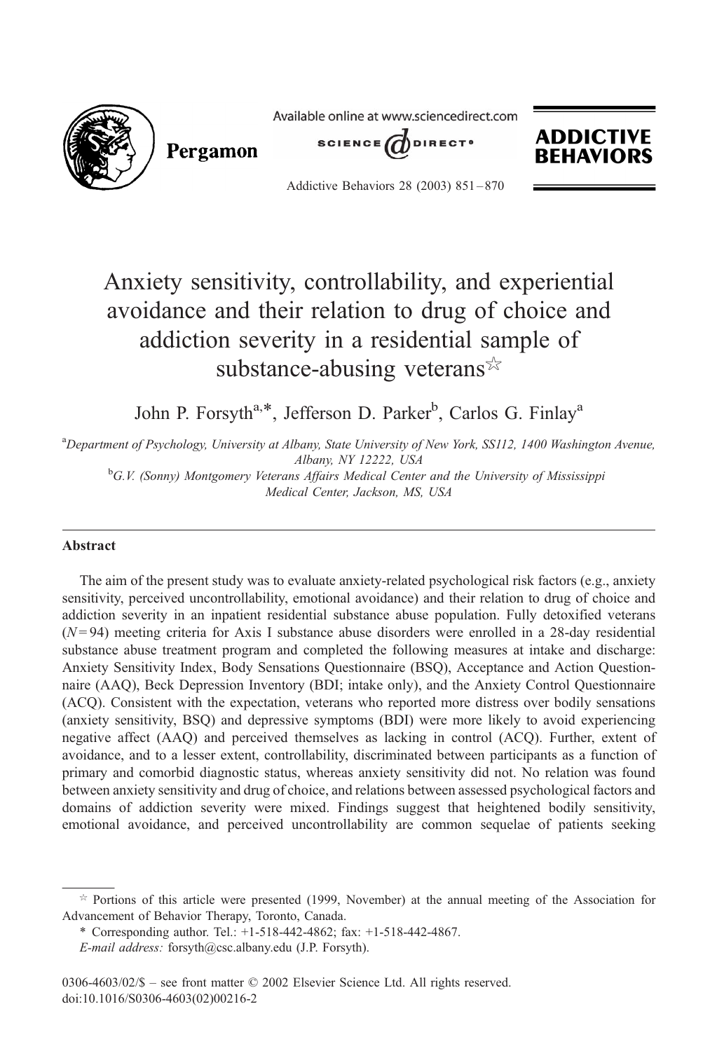# Anxiety sensitivity, controllability, and experiential avoidance and their relation to drug of choice and addiction severity in a residential sample of substance-abusing veterans☆

John P. Forsyth[a,*], Jefferson D. Parker[b], Carlos G. Finlay[a]

[a]Department of Psychology, University at Albany, State University of New York, SS112, 1400 Washington Avenue, Albany, NY 12222, USA

[b]G.V. (Sonny) Montgomery Veterans Affairs Medical Center and the University of Mississippi Medical Center, Jackson, MS, USA

## Abstract

The aim of the present study was to evaluate anxiety-related psychological risk factors (e.g., anxiety sensitivity, perceived uncontrollability, emotional avoidance) and their relation to drug of choice and addiction severity in an inpatient residential substance abuse population. Fully detoxified veterans ($N = 94$) meeting criteria for Axis I substance abuse disorders were enrolled in a 28-day residential substance abuse treatment program and completed the following measures at intake and discharge: Anxiety Sensitivity Index, Body Sensations Questionnaire (BSQ), Acceptance and Action Questionnaire (AAQ), Beck Depression Inventory (BDI; intake only), and the Anxiety Control Questionnaire (ACQ). Consistent with the expectation, veterans who reported more distress over bodily sensations (anxiety sensitivity, BSQ) and depressive symptoms (BDI) were more likely to avoid experiencing negative affect (AAQ) and perceived themselves as lacking in control (ACQ). Further, extent of avoidance, and to a lesser extent, controllability, discriminated between participants as a function of primary and comorbid diagnostic status, whereas anxiety sensitivity did not. No relation was found between anxiety sensitivity and drug of choice, and relations between assessed psychological factors and domains of addiction severity were mixed. Findings suggest that heightened bodily sensitivity, emotional avoidance, and perceived uncontrollability are common sequelae of patients seeking

☆ Portions of this article were presented (1999, November) at the annual meeting of the Association for Advancement of Behavior Therapy, Toronto, Canada.

\* Corresponding author. Tel.: +1-518-442-4862; fax: +1-518-442-4867.

*E-mail address:* forsyth@csc.albany.edu (J.P. Forsyth).

0306-4603/02/$ – see front matter © 2002 Elsevier Science Ltd. All rights reserved.
doi:10.1016/S0306-4603(02)00216-2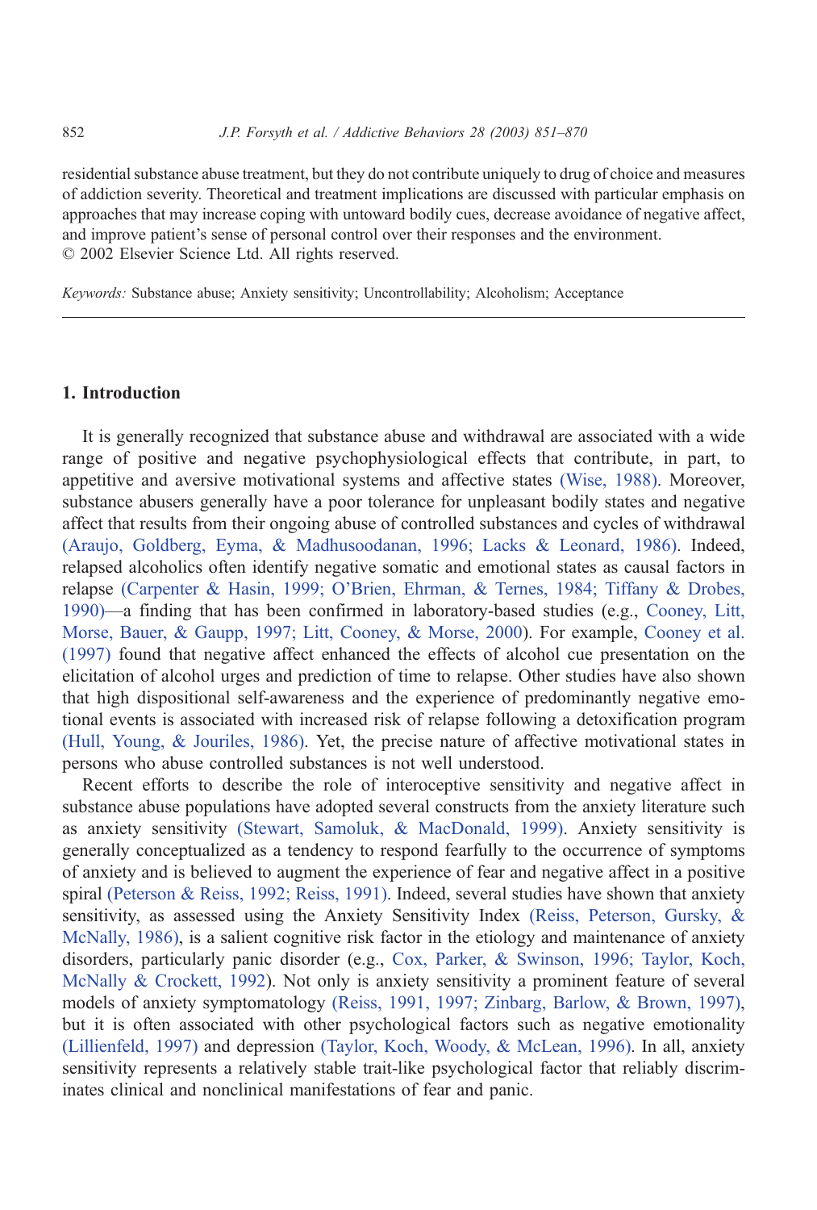residential substance abuse treatment, but they do not contribute uniquely to drug of choice and measures of addiction severity. Theoretical and treatment implications are discussed with particular emphasis on approaches that may increase coping with untoward bodily cues, decrease avoidance of negative affect, and improve patient's sense of personal control over their responses and the environment.
© 2002 Elsevier Science Ltd. All rights reserved.

*Keywords:* Substance abuse; Anxiety sensitivity; Uncontrollability; Alcoholism; Acceptance

## 1. Introduction

It is generally recognized that substance abuse and withdrawal are associated with a wide range of positive and negative psychophysiological effects that contribute, in part, to appetitive and aversive motivational systems and affective states (Wise, 1988). Moreover, substance abusers generally have a poor tolerance for unpleasant bodily states and negative affect that results from their ongoing abuse of controlled substances and cycles of withdrawal (Araujo, Goldberg, Eyma, & Madhusoodanan, 1996; Lacks & Leonard, 1986). Indeed, relapsed alcoholics often identify negative somatic and emotional states as causal factors in relapse (Carpenter & Hasin, 1999; O'Brien, Ehrman, & Ternes, 1984; Tiffany & Drobes, 1990)—a finding that has been confirmed in laboratory-based studies (e.g., Cooney, Litt, Morse, Bauer, & Gaupp, 1997; Litt, Cooney, & Morse, 2000). For example, Cooney et al. (1997) found that negative affect enhanced the effects of alcohol cue presentation on the elicitation of alcohol urges and prediction of time to relapse. Other studies have also shown that high dispositional self-awareness and the experience of predominantly negative emotional events is associated with increased risk of relapse following a detoxification program (Hull, Young, & Jouriles, 1986). Yet, the precise nature of affective motivational states in persons who abuse controlled substances is not well understood.

Recent efforts to describe the role of interoceptive sensitivity and negative affect in substance abuse populations have adopted several constructs from the anxiety literature such as anxiety sensitivity (Stewart, Samoluk, & MacDonald, 1999). Anxiety sensitivity is generally conceptualized as a tendency to respond fearfully to the occurrence of symptoms of anxiety and is believed to augment the experience of fear and negative affect in a positive spiral (Peterson & Reiss, 1992; Reiss, 1991). Indeed, several studies have shown that anxiety sensitivity, as assessed using the Anxiety Sensitivity Index (Reiss, Peterson, Gursky, & McNally, 1986), is a salient cognitive risk factor in the etiology and maintenance of anxiety disorders, particularly panic disorder (e.g., Cox, Parker, & Swinson, 1996; Taylor, Koch, McNally & Crockett, 1992). Not only is anxiety sensitivity a prominent feature of several models of anxiety symptomatology (Reiss, 1991, 1997; Zinbarg, Barlow, & Brown, 1997), but it is often associated with other psychological factors such as negative emotionality (Lillienfeld, 1997) and depression (Taylor, Koch, Woody, & McLean, 1996). In all, anxiety sensitivity represents a relatively stable trait-like psychological factor that reliably discriminates clinical and nonclinical manifestations of fear and panic.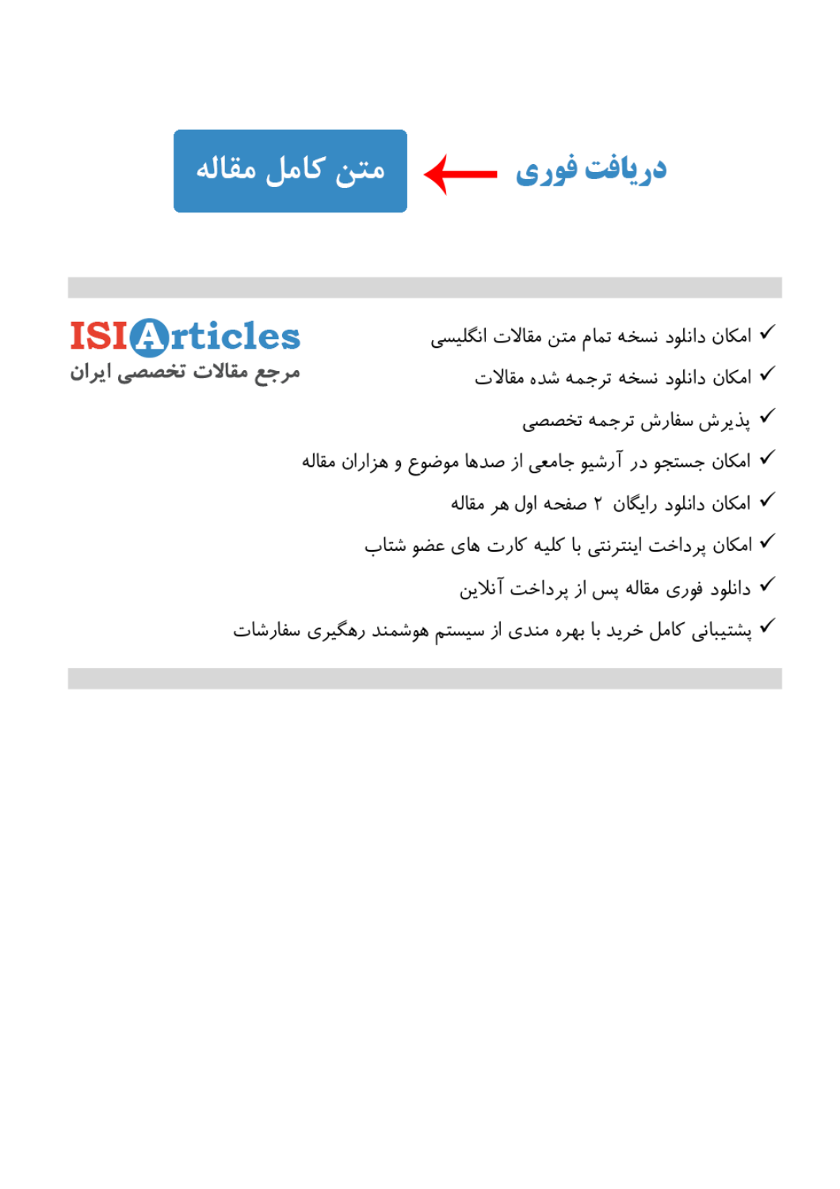**متن کامل مقاله** ← **دریافت فوری**

**ISIArticles**
مرجع مقالات تخصصی ایران

- ✓ امکان دانلود نسخه تمام متن مقالات انگلیسی
- ✓ امکان دانلود نسخه ترجمه شده مقالات
- ✓ پذیرش سفارش ترجمه تخصصی
- ✓ امکان جستجو در آرشیو جامعی از صدها موضوع و هزاران مقاله
- ✓ امکان دانلود رایگان ۲ صفحه اول هر مقاله
- ✓ امکان پرداخت اینترنتی با کلیه کارت های عضو شتاب
- ✓ دانلود فوری مقاله پس از پرداخت آنلاین
- ✓ پشتیبانی کامل خرید با بهره مندی از سیستم هوشمند رهگیری سفارشات